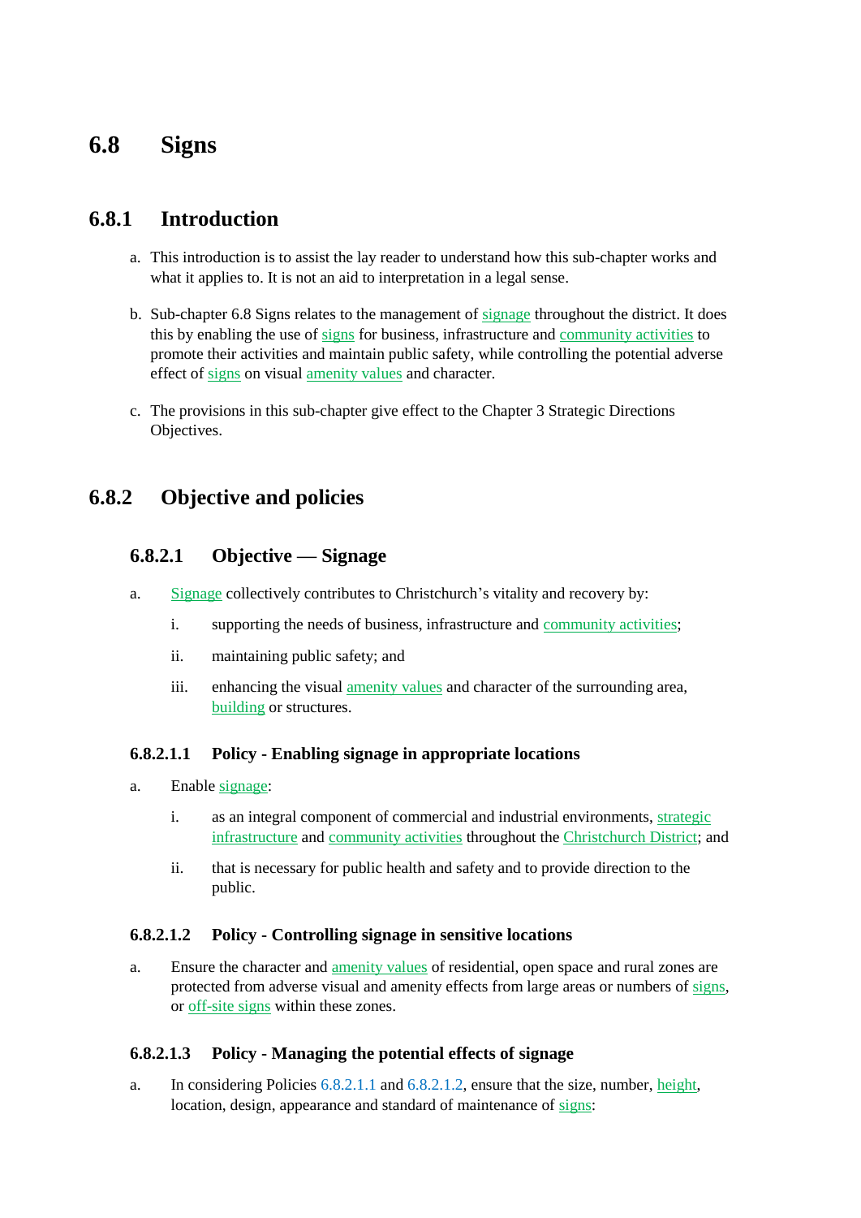# 6.8 Signs

## 6.8.1 Introduction

a. This introduction is to assist the lay reader to understand how this sub-chapter works and what it applies to. It is not an aid to interpretation in a legal sense.

b. Sub-chapter 6.8 Signs relates to the management of signage throughout the district. It does this by enabling the use of signs for business, infrastructure and community activities to promote their activities and maintain public safety, while controlling the potential adverse effect of signs on visual amenity values and character.

c. The provisions in this sub-chapter give effect to the Chapter 3 Strategic Directions Objectives.

## 6.8.2 Objective and policies

### 6.8.2.1 Objective — Signage

a. Signage collectively contributes to Christchurch's vitality and recovery by:

   i. supporting the needs of business, infrastructure and community activities;

   ii. maintaining public safety; and

   iii. enhancing the visual amenity values and character of the surrounding area, building or structures.

#### 6.8.2.1.1 Policy - Enabling signage in appropriate locations

a. Enable signage:

   i. as an integral component of commercial and industrial environments, strategic infrastructure and community activities throughout the Christchurch District; and

   ii. that is necessary for public health and safety and to provide direction to the public.

#### 6.8.2.1.2 Policy - Controlling signage in sensitive locations

a. Ensure the character and amenity values of residential, open space and rural zones are protected from adverse visual and amenity effects from large areas or numbers of signs, or off-site signs within these zones.

#### 6.8.2.1.3 Policy - Managing the potential effects of signage

a. In considering Policies 6.8.2.1.1 and 6.8.2.1.2, ensure that the size, number, height, location, design, appearance and standard of maintenance of signs: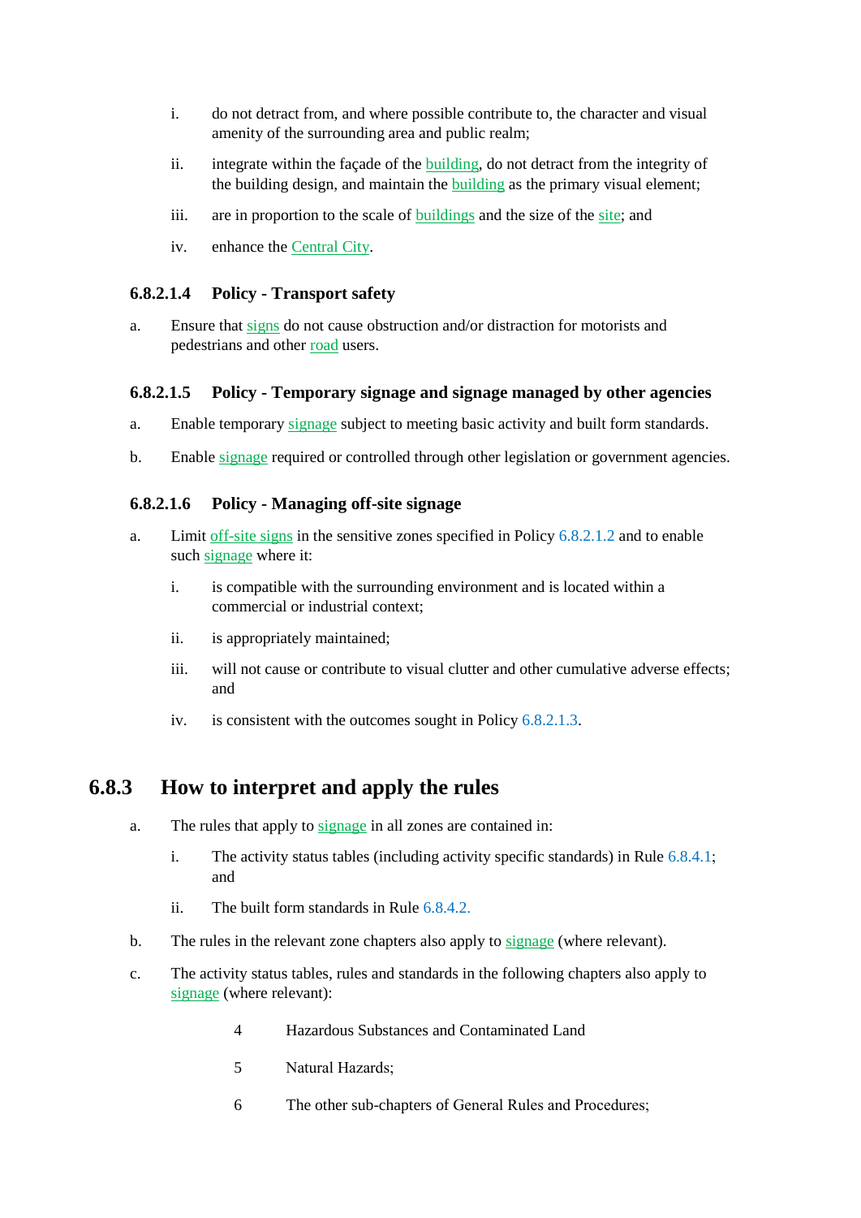i. do not detract from, and where possible contribute to, the character and visual amenity of the surrounding area and public realm;

ii. integrate within the façade of the building, do not detract from the integrity of the building design, and maintain the building as the primary visual element;

iii. are in proportion to the scale of buildings and the size of the site; and

iv. enhance the Central City.

#### 6.8.2.1.4 Policy - Transport safety

a. Ensure that signs do not cause obstruction and/or distraction for motorists and pedestrians and other road users.

#### 6.8.2.1.5 Policy - Temporary signage and signage managed by other agencies

a. Enable temporary signage subject to meeting basic activity and built form standards.

b. Enable signage required or controlled through other legislation or government agencies.

#### 6.8.2.1.6 Policy - Managing off-site signage

a. Limit off-site signs in the sensitive zones specified in Policy 6.8.2.1.2 and to enable such signage where it:

   i. is compatible with the surrounding environment and is located within a commercial or industrial context;

   ii. is appropriately maintained;

   iii. will not cause or contribute to visual clutter and other cumulative adverse effects; and

   iv. is consistent with the outcomes sought in Policy 6.8.2.1.3.

## 6.8.3 How to interpret and apply the rules

a. The rules that apply to signage in all zones are contained in:

   i. The activity status tables (including activity specific standards) in Rule 6.8.4.1; and

   ii. The built form standards in Rule 6.8.4.2.

b. The rules in the relevant zone chapters also apply to signage (where relevant).

c. The activity status tables, rules and standards in the following chapters also apply to signage (where relevant):

   4 Hazardous Substances and Contaminated Land

   5 Natural Hazards;

   6 The other sub-chapters of General Rules and Procedures;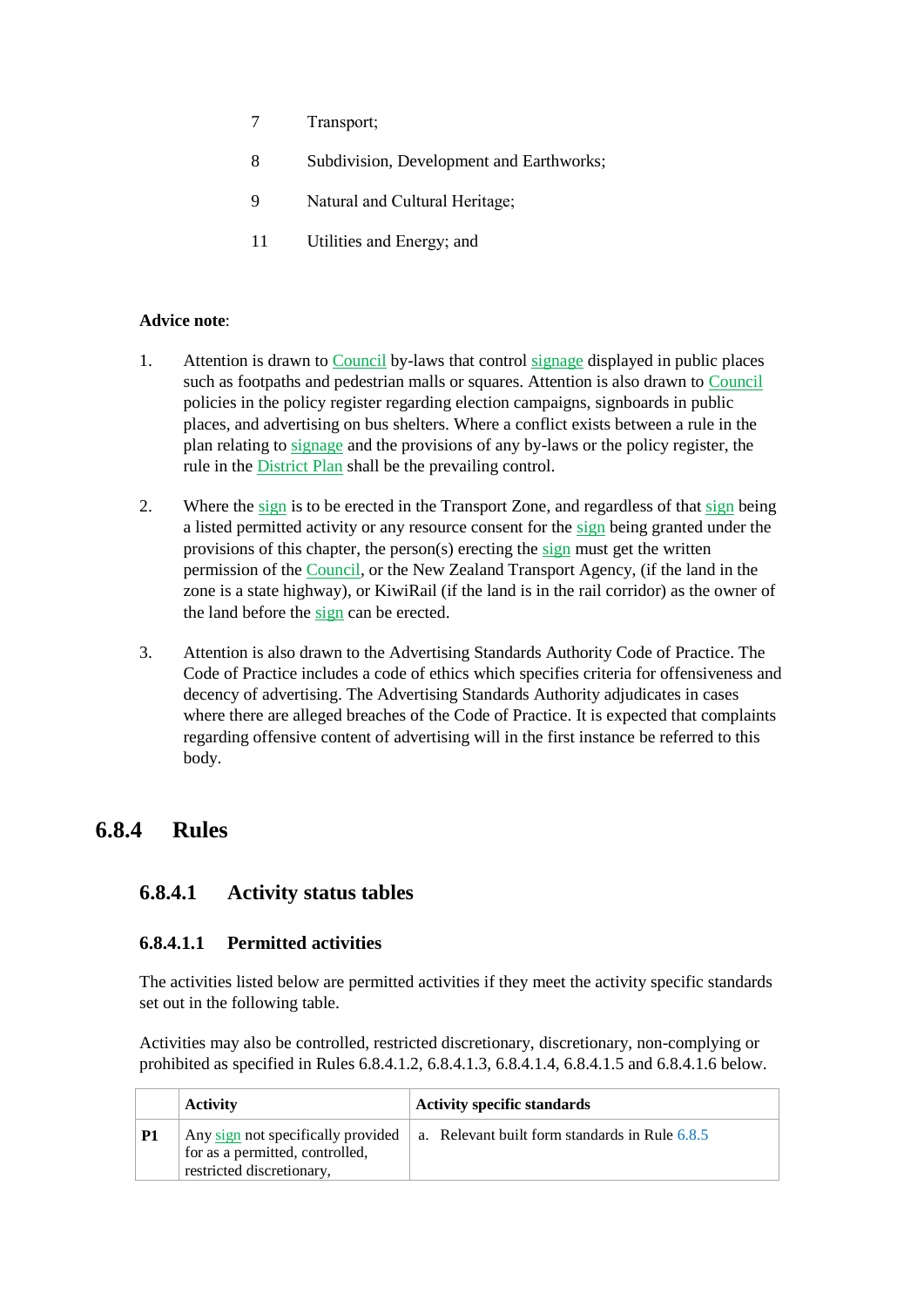7 Transport;

8 Subdivision, Development and Earthworks;

9 Natural and Cultural Heritage;

11 Utilities and Energy; and

**Advice note**:

1. Attention is drawn to Council by-laws that control signage displayed in public places such as footpaths and pedestrian malls or squares. Attention is also drawn to Council policies in the policy register regarding election campaigns, signboards in public places, and advertising on bus shelters. Where a conflict exists between a rule in the plan relating to signage and the provisions of any by-laws or the policy register, the rule in the District Plan shall be the prevailing control.

2. Where the sign is to be erected in the Transport Zone, and regardless of that sign being a listed permitted activity or any resource consent for the sign being granted under the provisions of this chapter, the person(s) erecting the sign must get the written permission of the Council, or the New Zealand Transport Agency, (if the land in the zone is a state highway), or KiwiRail (if the land is in the rail corridor) as the owner of the land before the sign can be erected.

3. Attention is also drawn to the Advertising Standards Authority Code of Practice. The Code of Practice includes a code of ethics which specifies criteria for offensiveness and decency of advertising. The Advertising Standards Authority adjudicates in cases where there are alleged breaches of the Code of Practice. It is expected that complaints regarding offensive content of advertising will in the first instance be referred to this body.

## 6.8.4 Rules

### 6.8.4.1 Activity status tables

#### 6.8.4.1.1 Permitted activities

The activities listed below are permitted activities if they meet the activity specific standards set out in the following table.

Activities may also be controlled, restricted discretionary, discretionary, non-complying or prohibited as specified in Rules 6.8.4.1.2, 6.8.4.1.3, 6.8.4.1.4, 6.8.4.1.5 and 6.8.4.1.6 below.

| | **Activity** | **Activity specific standards** |
|---|---|---|
| **P1** | Any sign not specifically provided for as a permitted, controlled, restricted discretionary, | a. Relevant built form standards in Rule 6.8.5 |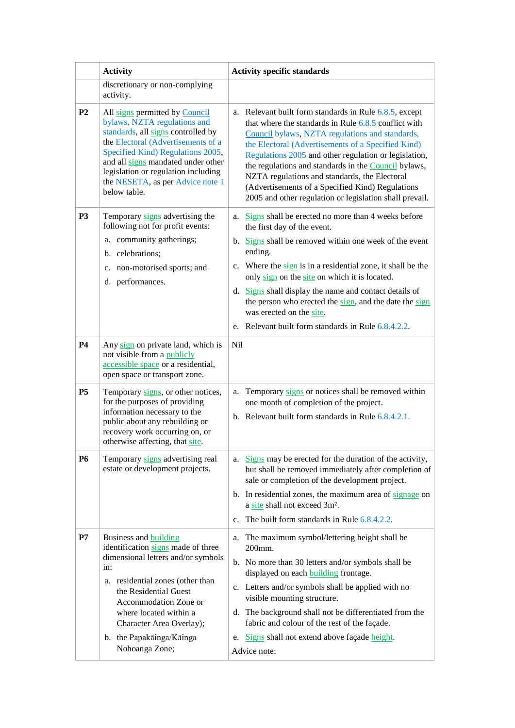| | Activity | Activity specific standards |
|---|---|---|
| | discretionary or non-complying activity. | |
| **P2** | All signs permitted by Council bylaws, NZTA regulations and standards, all signs controlled by the Electoral (Advertisements of a Specified Kind) Regulations 2005, and all signs mandated under other legislation or regulation including the NESETA, as per Advice note 1 below table. | a. Relevant built form standards in Rule 6.8.5, except that where the standards in Rule 6.8.5 conflict with Council bylaws, NZTA regulations and standards, the Electoral (Advertisements of a Specified Kind) Regulations 2005 and other regulation or legislation, the regulations and standards in the Council bylaws, NZTA regulations and standards, the Electoral (Advertisements of a Specified Kind) Regulations 2005 and other regulation or legislation shall prevail. |
| **P3** | Temporary signs advertising the following not for profit events:<br>a. community gatherings;<br>b. celebrations;<br>c. non-motorised sports; and<br>d. performances. | a. Signs shall be erected no more than 4 weeks before the first day of the event.<br>b. Signs shall be removed within one week of the event ending.<br>c. Where the sign is in a residential zone, it shall be the only sign on the site on which it is located.<br>d. Signs shall display the name and contact details of the person who erected the sign, and the date the sign was erected on the site.<br>e. Relevant built form standards in Rule 6.8.4.2.2. |
| **P4** | Any sign on private land, which is not visible from a publicly accessible space or a residential, open space or transport zone. | Nil |
| **P5** | Temporary signs, or other notices, for the purposes of providing information necessary to the public about any rebuilding or recovery work occurring on, or otherwise affecting, that site. | a. Temporary signs or notices shall be removed within one month of completion of the project.<br>b. Relevant built form standards in Rule 6.8.4.2.1. |
| **P6** | Temporary signs advertising real estate or development projects. | a. Signs may be erected for the duration of the activity, but shall be removed immediately after completion of sale or completion of the development project.<br>b. In residential zones, the maximum area of signage on a site shall not exceed 3m².<br>c. The built form standards in Rule 6.8.4.2.2. |
| **P7** | Business and building identification signs made of three dimensional letters and/or symbols in:<br>a. residential zones (other than the Residential Guest Accommodation Zone or where located within a Character Area Overlay);<br>b. the Papakāinga/Kāinga Nohoanga Zone; | a. The maximum symbol/lettering height shall be 200mm.<br>b. No more than 30 letters and/or symbols shall be displayed on each building frontage.<br>c. Letters and/or symbols shall be applied with no visible mounting structure.<br>d. The background shall not be differentiated from the fabric and colour of the rest of the façade.<br>e. Signs shall not extend above façade height.<br>Advice note: |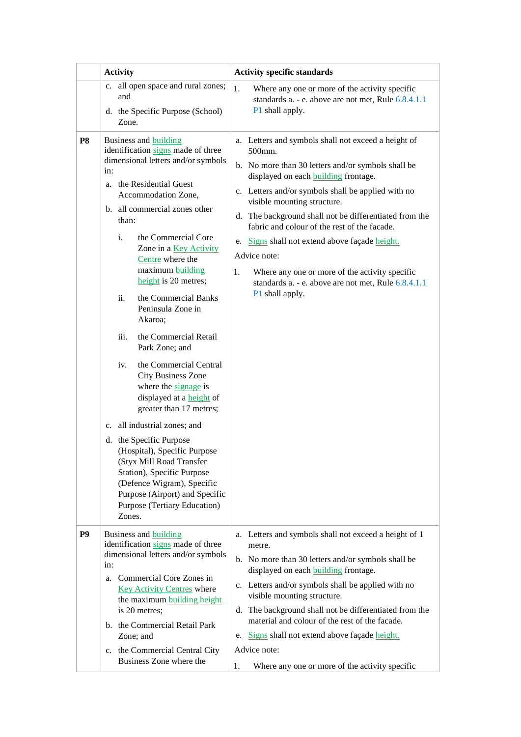| | Activity | Activity specific standards |
|---|---|---|
| | c. all open space and rural zones; and<br><br>d. the Specific Purpose (School) Zone. | 1. Where any one or more of the activity specific standards a. - e. above are not met, Rule 6.8.4.1.1 P1 shall apply. |
| **P8** | Business and building identification signs made of three dimensional letters and/or symbols in:<br><br>a. the Residential Guest Accommodation Zone,<br><br>b. all commercial zones other than:<br><br>i. the Commercial Core Zone in a Key Activity Centre where the maximum building height is 20 metres;<br><br>ii. the Commercial Banks Peninsula Zone in Akaroa;<br><br>iii. the Commercial Retail Park Zone; and<br><br>iv. the Commercial Central City Business Zone where the signage is displayed at a height of greater than 17 metres;<br><br>c. all industrial zones; and<br><br>d. the Specific Purpose (Hospital), Specific Purpose (Styx Mill Road Transfer Station), Specific Purpose (Defence Wigram), Specific Purpose (Airport) and Specific Purpose (Tertiary Education) Zones. | a. Letters and symbols shall not exceed a height of 500mm.<br><br>b. No more than 30 letters and/or symbols shall be displayed on each building frontage.<br><br>c. Letters and/or symbols shall be applied with no visible mounting structure.<br><br>d. The background shall not be differentiated from the fabric and colour of the rest of the facade.<br><br>e. Signs shall not extend above façade height.<br><br>Advice note:<br><br>1. Where any one or more of the activity specific standards a. - e. above are not met, Rule 6.8.4.1.1 P1 shall apply. |
| **P9** | Business and building identification signs made of three dimensional letters and/or symbols in:<br><br>a. Commercial Core Zones in Key Activity Centres where the maximum building height is 20 metres;<br><br>b. the Commercial Retail Park Zone; and<br><br>c. the Commercial Central City Business Zone where the | a. Letters and symbols shall not exceed a height of 1 metre.<br><br>b. No more than 30 letters and/or symbols shall be displayed on each building frontage.<br><br>c. Letters and/or symbols shall be applied with no visible mounting structure.<br><br>d. The background shall not be differentiated from the material and colour of the rest of the facade.<br><br>e. Signs shall not extend above façade height.<br><br>Advice note:<br><br>1. Where any one or more of the activity specific |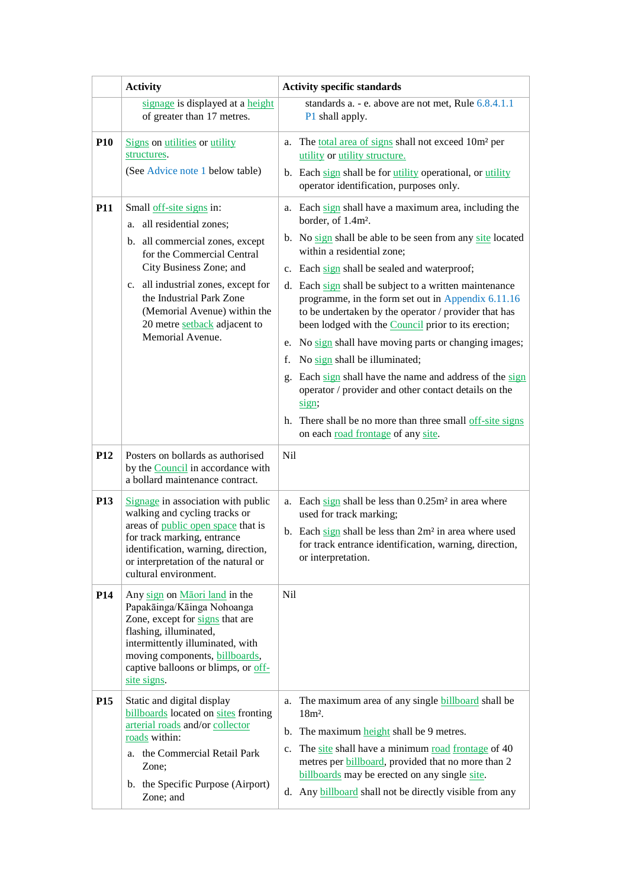| | Activity | Activity specific standards |
|---|---|---|
| | signage is displayed at a height of greater than 17 metres. | standards a. - e. above are not met, Rule 6.8.4.1.1 P1 shall apply. |
| **P10** | Signs on utilities or utility structures. (See Advice note 1 below table) | a. The total area of signs shall not exceed 10m² per utility or utility structure. b. Each sign shall be for utility operational, or utility operator identification, purposes only. |
| **P11** | Small off-site signs in: a. all residential zones; b. all commercial zones, except for the Commercial Central City Business Zone; and c. all industrial zones, except for the Industrial Park Zone (Memorial Avenue) within the 20 metre setback adjacent to Memorial Avenue. | a. Each sign shall have a maximum area, including the border, of 1.4m². b. No sign shall be able to be seen from any site located within a residential zone; c. Each sign shall be sealed and waterproof; d. Each sign shall be subject to a written maintenance programme, in the form set out in Appendix 6.11.16 to be undertaken by the operator / provider that has been lodged with the Council prior to its erection; e. No sign shall have moving parts or changing images; f. No sign shall be illuminated; g. Each sign shall have the name and address of the sign operator / provider and other contact details on the sign; h. There shall be no more than three small off-site signs on each road frontage of any site. |
| **P12** | Posters on bollards as authorised by the Council in accordance with a bollard maintenance contract. | Nil |
| **P13** | Signage in association with public walking and cycling tracks or areas of public open space that is for track marking, entrance identification, warning, direction, or interpretation of the natural or cultural environment. | a. Each sign shall be less than 0.25m² in area where used for track marking; b. Each sign shall be less than 2m² in area where used for track entrance identification, warning, direction, or interpretation. |
| **P14** | Any sign on Māori land in the Papakāinga/Kāinga Nohoanga Zone, except for signs that are flashing, illuminated, intermittently illuminated, with moving components, billboards, captive balloons or blimps, or off-site signs. | Nil |
| **P15** | Static and digital display billboards located on sites fronting arterial roads and/or collector roads within: a. the Commercial Retail Park Zone; b. the Specific Purpose (Airport) Zone; and | a. The maximum area of any single billboard shall be 18m². b. The maximum height shall be 9 metres. c. The site shall have a minimum road frontage of 40 metres per billboard, provided that no more than 2 billboards may be erected on any single site. d. Any billboard shall not be directly visible from any |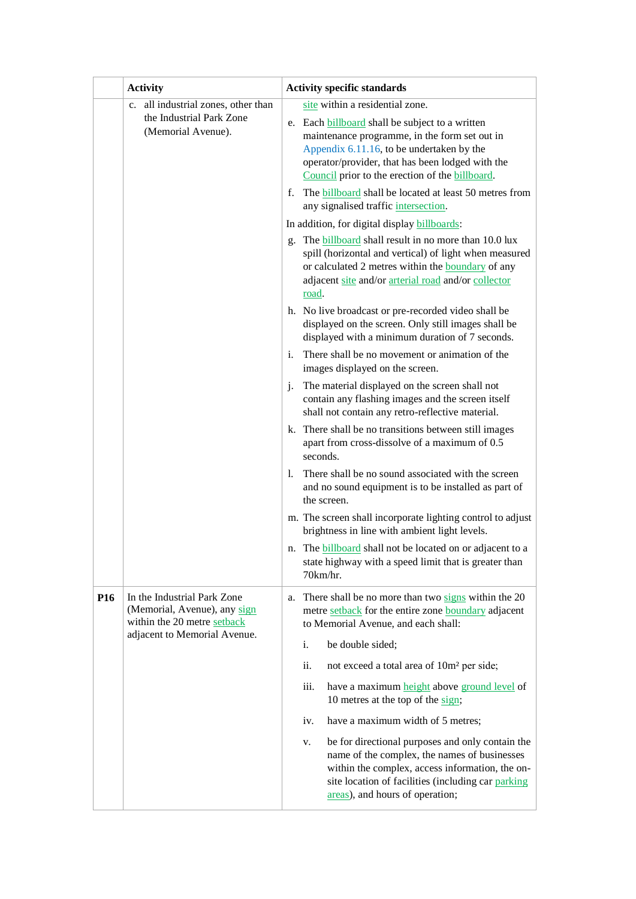| | Activity | Activity specific standards |
|---|---|---|
| | c. all industrial zones, other than the Industrial Park Zone (Memorial Avenue). | site within a residential zone.<br>e. Each billboard shall be subject to a written maintenance programme, in the form set out in Appendix 6.11.16, to be undertaken by the operator/provider, that has been lodged with the Council prior to the erection of the billboard.<br>f. The billboard shall be located at least 50 metres from any signalised traffic intersection.<br>In addition, for digital display billboards:<br>g. The billboard shall result in no more than 10.0 lux spill (horizontal and vertical) of light when measured or calculated 2 metres within the boundary of any adjacent site and/or arterial road and/or collector road.<br>h. No live broadcast or pre-recorded video shall be displayed on the screen. Only still images shall be displayed with a minimum duration of 7 seconds.<br>i. There shall be no movement or animation of the images displayed on the screen.<br>j. The material displayed on the screen shall not contain any flashing images and the screen itself shall not contain any retro-reflective material.<br>k. There shall be no transitions between still images apart from cross-dissolve of a maximum of 0.5 seconds.<br>l. There shall be no sound associated with the screen and no sound equipment is to be installed as part of the screen.<br>m. The screen shall incorporate lighting control to adjust brightness in line with ambient light levels.<br>n. The billboard shall not be located on or adjacent to a state highway with a speed limit that is greater than 70km/hr. |
| **P16** | In the Industrial Park Zone (Memorial, Avenue), any sign within the 20 metre setback adjacent to Memorial Avenue. | a. There shall be no more than two signs within the 20 metre setback for the entire zone boundary adjacent to Memorial Avenue, and each shall:<br>i. be double sided;<br>ii. not exceed a total area of 10m² per side;<br>iii. have a maximum height above ground level of 10 metres at the top of the sign;<br>iv. have a maximum width of 5 metres;<br>v. be for directional purposes and only contain the name of the complex, the names of businesses within the complex, access information, the on-site location of facilities (including car parking areas), and hours of operation; |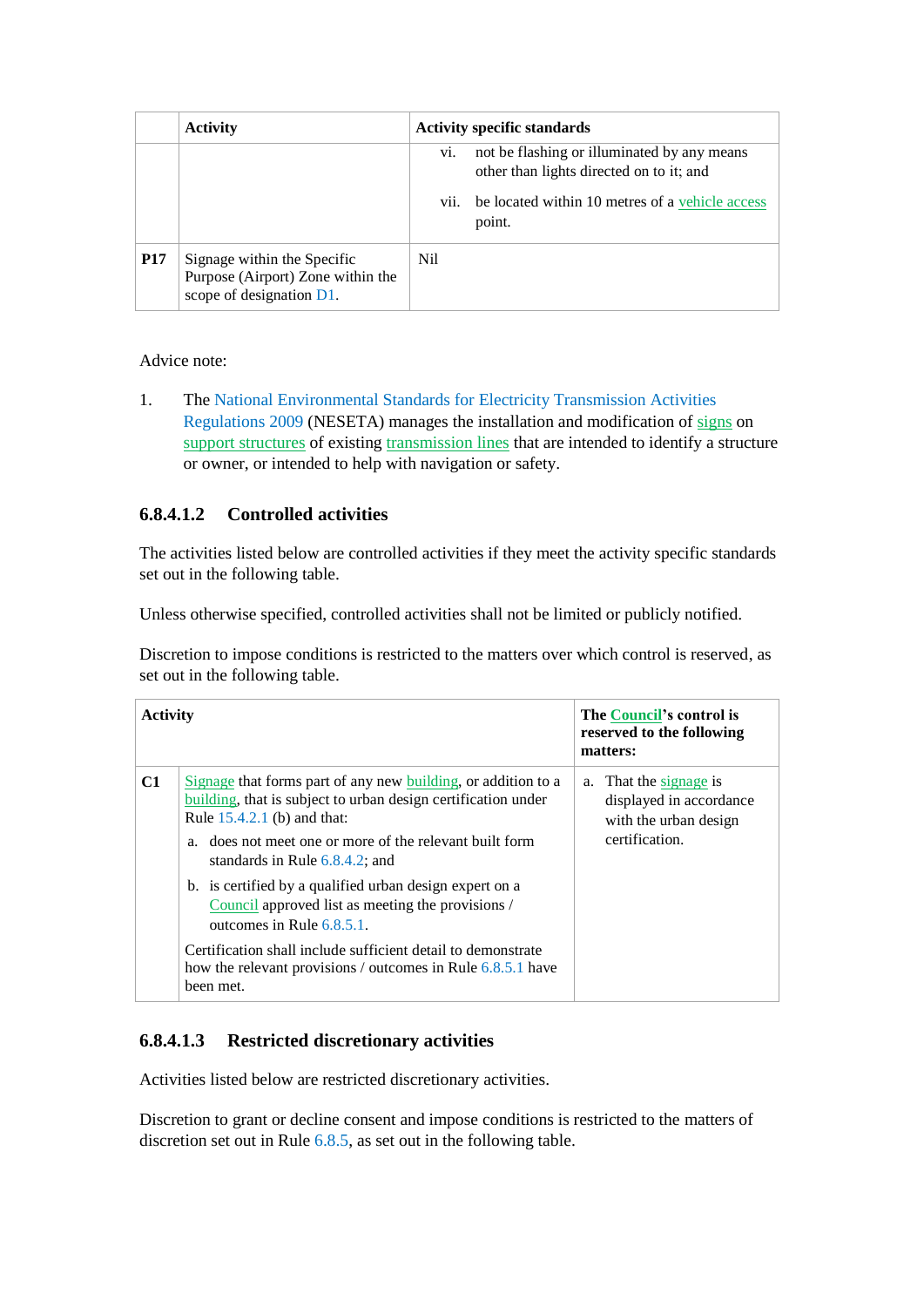| | Activity | Activity specific standards |
|---|---|---|
| | | vi. not be flashing or illuminated by any means other than lights directed on to it; and<br><br>vii. be located within 10 metres of a vehicle access point. |
| **P17** | Signage within the Specific Purpose (Airport) Zone within the scope of designation D1. | Nil |

Advice note:

1. The National Environmental Standards for Electricity Transmission Activities Regulations 2009 (NESETA) manages the installation and modification of signs on support structures of existing transmission lines that are intended to identify a structure or owner, or intended to help with navigation or safety.

### 6.8.4.1.2 Controlled activities

The activities listed below are controlled activities if they meet the activity specific standards set out in the following table.

Unless otherwise specified, controlled activities shall not be limited or publicly notified.

Discretion to impose conditions is restricted to the matters over which control is reserved, as set out in the following table.

| | Activity | The Council's control is reserved to the following matters: |
|---|---|---|
| **C1** | Signage that forms part of any new building, or addition to a building, that is subject to urban design certification under Rule 15.4.2.1 (b) and that:<br><br>a. does not meet one or more of the relevant built form standards in Rule 6.8.4.2; and<br><br>b. is certified by a qualified urban design expert on a Council approved list as meeting the provisions / outcomes in Rule 6.8.5.1.<br><br>Certification shall include sufficient detail to demonstrate how the relevant provisions / outcomes in Rule 6.8.5.1 have been met. | a. That the signage is displayed in accordance with the urban design certification. |

### 6.8.4.1.3 Restricted discretionary activities

Activities listed below are restricted discretionary activities.

Discretion to grant or decline consent and impose conditions is restricted to the matters of discretion set out in Rule 6.8.5, as set out in the following table.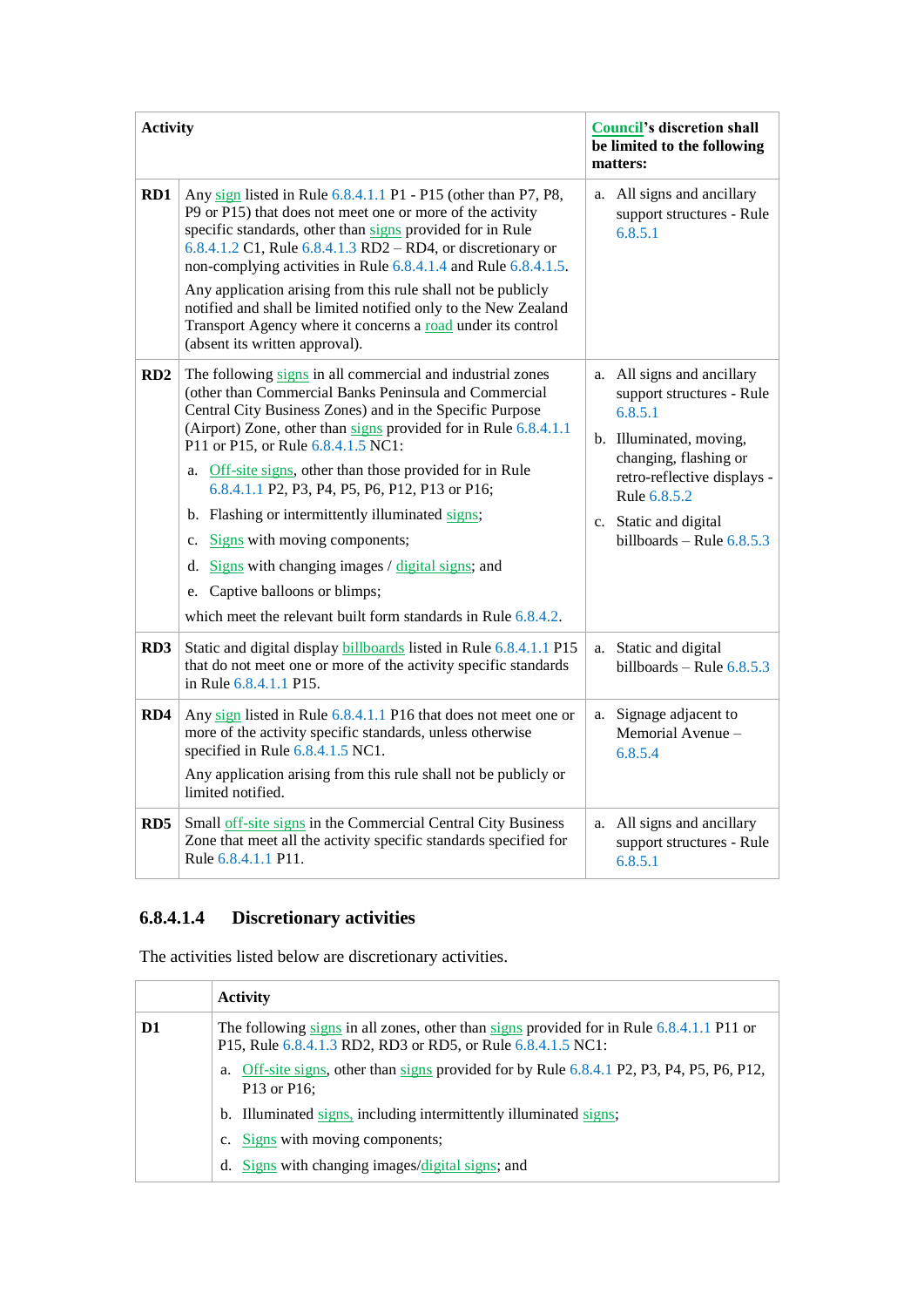| Activity | | Council's discretion shall be limited to the following matters: |
|---|---|---|
| **RD1** | Any sign listed in Rule 6.8.4.1.1 P1 - P15 (other than P7, P8, P9 or P15) that does not meet one or more of the activity specific standards, other than signs provided for in Rule 6.8.4.1.2 C1, Rule 6.8.4.1.3 RD2 – RD4, or discretionary or non-complying activities in Rule 6.8.4.1.4 and Rule 6.8.4.1.5.<br><br>Any application arising from this rule shall not be publicly notified and shall be limited notified only to the New Zealand Transport Agency where it concerns a road under its control (absent its written approval). | a. All signs and ancillary support structures - Rule 6.8.5.1 |
| **RD2** | The following signs in all commercial and industrial zones (other than Commercial Banks Peninsula and Commercial Central City Business Zones) and in the Specific Purpose (Airport) Zone, other than signs provided for in Rule 6.8.4.1.1 P11 or P15, or Rule 6.8.4.1.5 NC1:<br><br>a. Off-site signs, other than those provided for in Rule 6.8.4.1.1 P2, P3, P4, P5, P6, P12, P13 or P16;<br>b. Flashing or intermittently illuminated signs;<br>c. Signs with moving components;<br>d. Signs with changing images / digital signs; and<br>e. Captive balloons or blimps;<br><br>which meet the relevant built form standards in Rule 6.8.4.2. | a. All signs and ancillary support structures - Rule 6.8.5.1<br>b. Illuminated, moving, changing, flashing or retro-reflective displays - Rule 6.8.5.2<br>c. Static and digital billboards – Rule 6.8.5.3 |
| **RD3** | Static and digital display billboards listed in Rule 6.8.4.1.1 P15 that do not meet one or more of the activity specific standards in Rule 6.8.4.1.1 P15. | a. Static and digital billboards – Rule 6.8.5.3 |
| **RD4** | Any sign listed in Rule 6.8.4.1.1 P16 that does not meet one or more of the activity specific standards, unless otherwise specified in Rule 6.8.4.1.5 NC1.<br><br>Any application arising from this rule shall not be publicly or limited notified. | a. Signage adjacent to Memorial Avenue – 6.8.5.4 |
| **RD5** | Small off-site signs in the Commercial Central City Business Zone that meet all the activity specific standards specified for Rule 6.8.4.1.1 P11. | a. All signs and ancillary support structures - Rule 6.8.5.1 |

### 6.8.4.1.4 Discretionary activities

The activities listed below are discretionary activities.

| | Activity |
|---|---|
| **D1** | The following signs in all zones, other than signs provided for in Rule 6.8.4.1.1 P11 or P15, Rule 6.8.4.1.3 RD2, RD3 or RD5, or Rule 6.8.4.1.5 NC1:<br><br>a. Off-site signs, other than signs provided for by Rule 6.8.4.1 P2, P3, P4, P5, P6, P12, P13 or P16;<br>b. Illuminated signs, including intermittently illuminated signs;<br>c. Signs with moving components;<br>d. Signs with changing images/digital signs; and |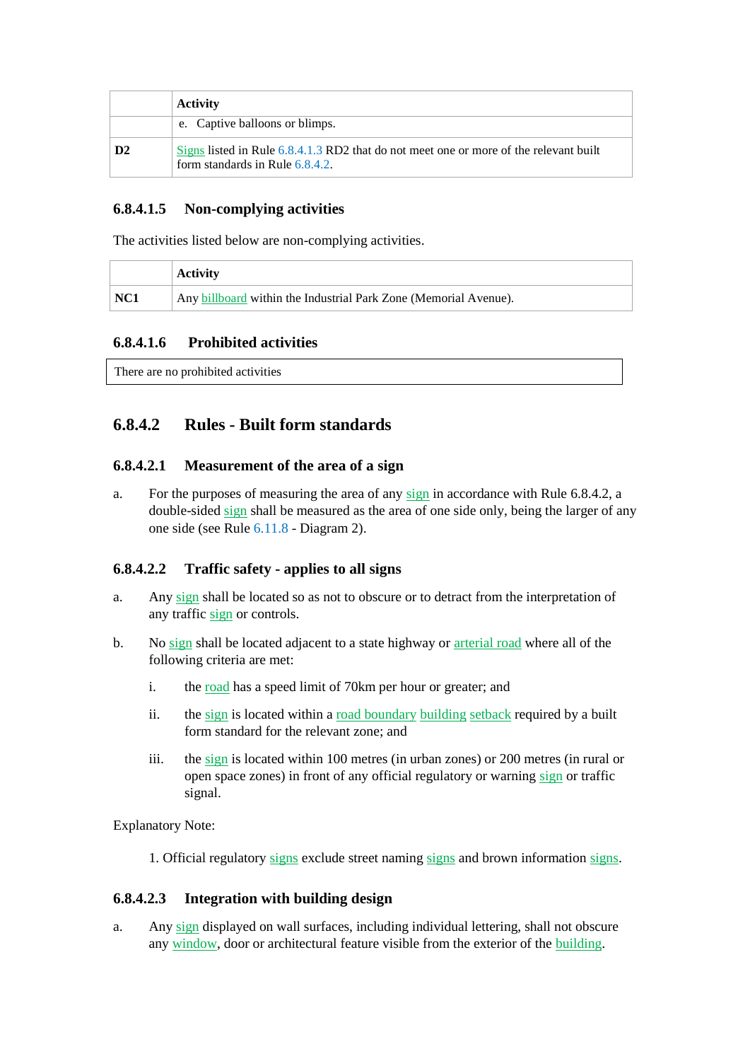| | Activity |
|---|---|
| | e. Captive balloons or blimps. |
| **D2** | Signs listed in Rule 6.8.4.1.3 RD2 that do not meet one or more of the relevant built form standards in Rule 6.8.4.2. |

### 6.8.4.1.5 Non-complying activities

The activities listed below are non-complying activities.

| | Activity |
|---|---|
| **NC1** | Any billboard within the Industrial Park Zone (Memorial Avenue). |

### 6.8.4.1.6 Prohibited activities

| There are no prohibited activities |
|---|

## 6.8.4.2 Rules - Built form standards

### 6.8.4.2.1 Measurement of the area of a sign

a. For the purposes of measuring the area of any sign in accordance with Rule 6.8.4.2, a double-sided sign shall be measured as the area of one side only, being the larger of any one side (see Rule 6.11.8 - Diagram 2).

### 6.8.4.2.2 Traffic safety - applies to all signs

a. Any sign shall be located so as not to obscure or to detract from the interpretation of any traffic sign or controls.

b. No sign shall be located adjacent to a state highway or arterial road where all of the following criteria are met:

   i. the road has a speed limit of 70km per hour or greater; and

   ii. the sign is located within a road boundary building setback required by a built form standard for the relevant zone; and

   iii. the sign is located within 100 metres (in urban zones) or 200 metres (in rural or open space zones) in front of any official regulatory or warning sign or traffic signal.

Explanatory Note:

1. Official regulatory signs exclude street naming signs and brown information signs.

### 6.8.4.2.3 Integration with building design

a. Any sign displayed on wall surfaces, including individual lettering, shall not obscure any window, door or architectural feature visible from the exterior of the building.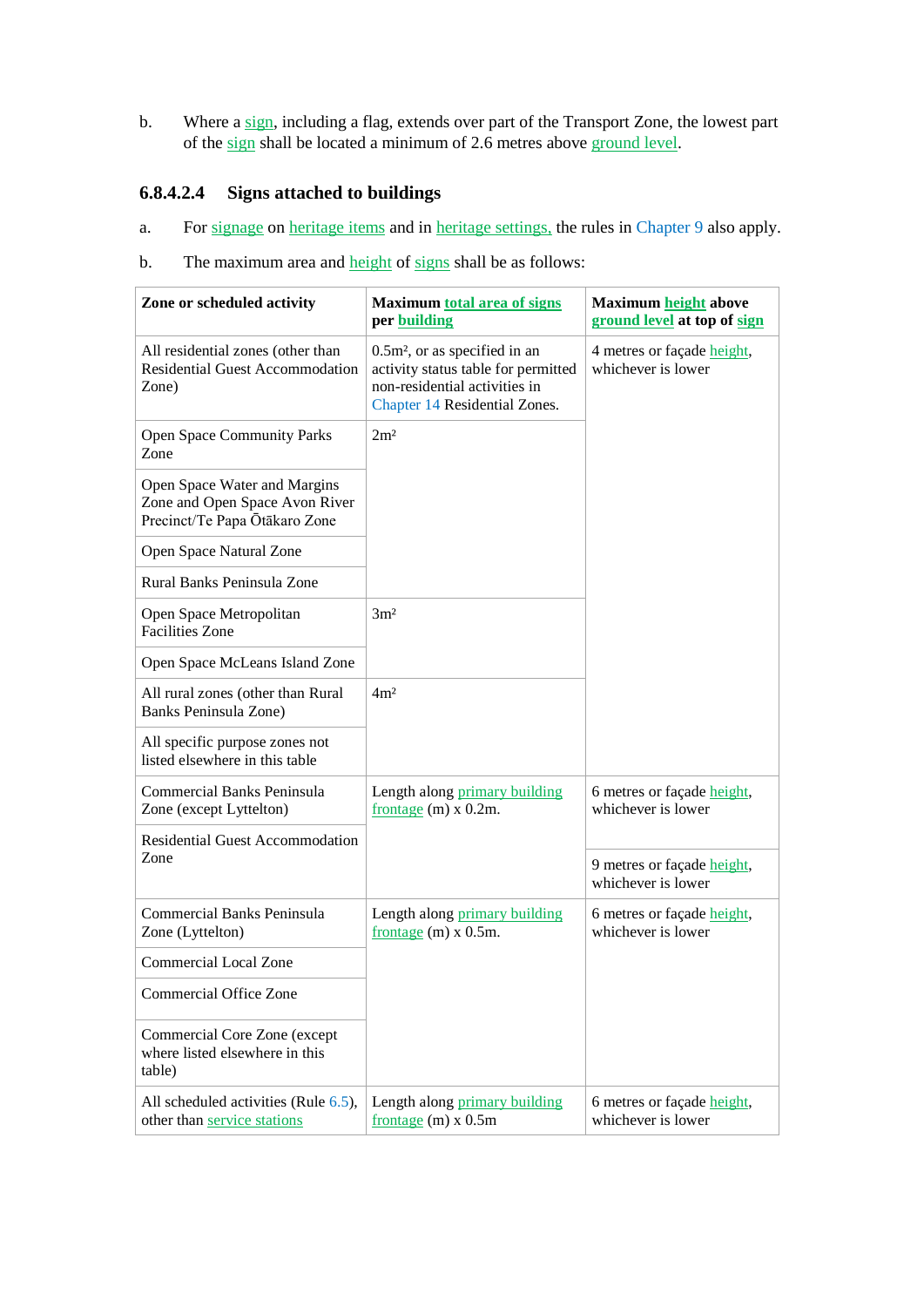b. Where a sign, including a flag, extends over part of the Transport Zone, the lowest part of the sign shall be located a minimum of 2.6 metres above ground level.

### 6.8.4.2.4 Signs attached to buildings

a. For signage on heritage items and in heritage settings, the rules in Chapter 9 also apply.

b. The maximum area and height of signs shall be as follows:

| Zone or scheduled activity | Maximum total area of signs per building | Maximum height above ground level at top of sign |
|---|---|---|
| All residential zones (other than Residential Guest Accommodation Zone) | 0.5m², or as specified in an activity status table for permitted non-residential activities in Chapter 14 Residential Zones. | 4 metres or façade height, whichever is lower |
| Open Space Community Parks Zone | 2m² | |
| Open Space Water and Margins Zone and Open Space Avon River Precinct/Te Papa Ōtākaro Zone | | |
| Open Space Natural Zone | | |
| Rural Banks Peninsula Zone | | |
| Open Space Metropolitan Facilities Zone | 3m² | |
| Open Space McLeans Island Zone | | |
| All rural zones (other than Rural Banks Peninsula Zone) | 4m² | |
| All specific purpose zones not listed elsewhere in this table | | |
| Commercial Banks Peninsula Zone (except Lyttelton) | Length along primary building frontage (m) x 0.2m. | 6 metres or façade height, whichever is lower |
| Residential Guest Accommodation Zone | | 9 metres or façade height, whichever is lower |
| Commercial Banks Peninsula Zone (Lyttelton) | Length along primary building frontage (m) x 0.5m. | 6 metres or façade height, whichever is lower |
| Commercial Local Zone | | |
| Commercial Office Zone | | |
| Commercial Core Zone (except where listed elsewhere in this table) | | |
| All scheduled activities (Rule 6.5), other than service stations | Length along primary building frontage (m) x 0.5m | 6 metres or façade height, whichever is lower |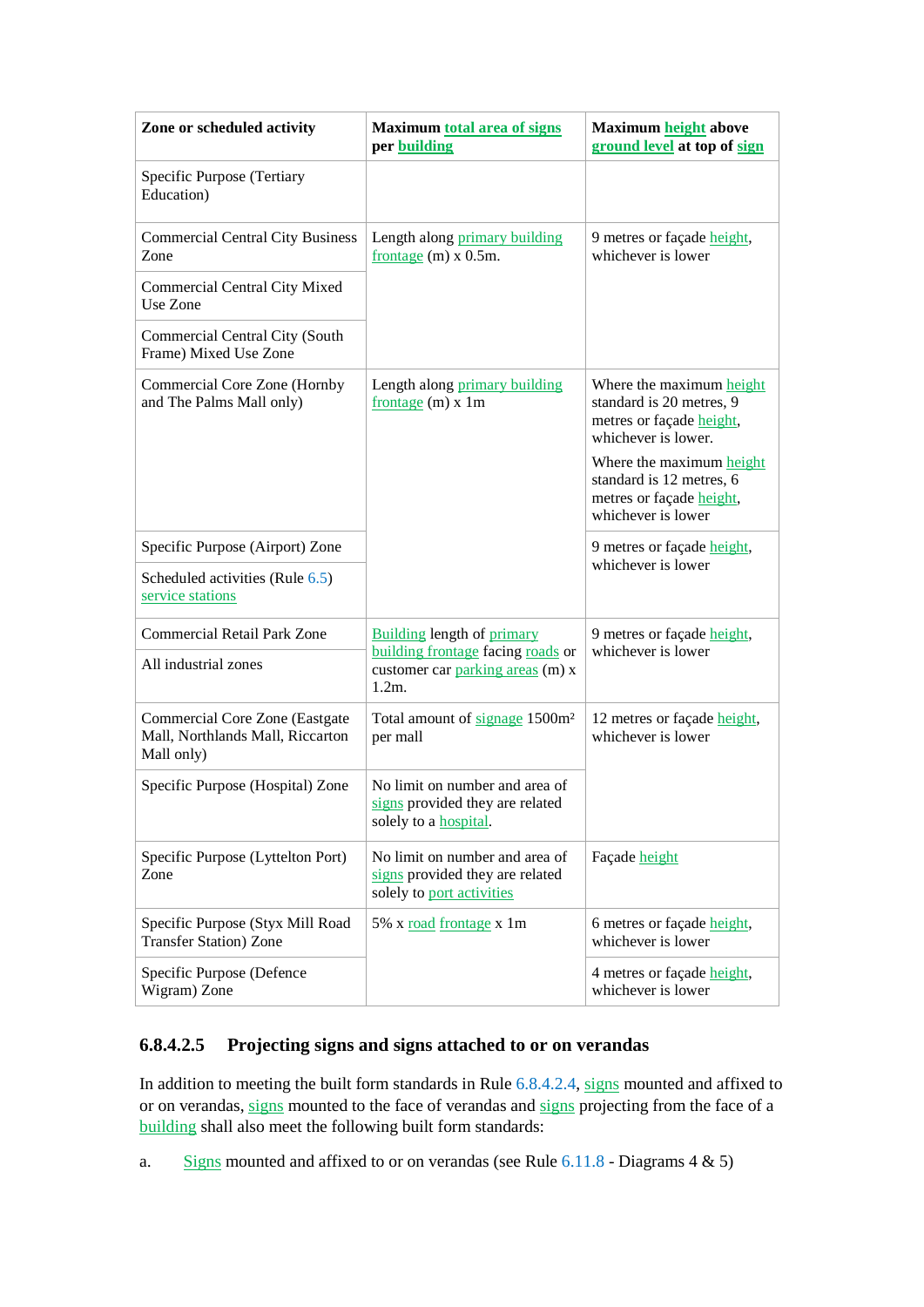| Zone or scheduled activity | Maximum total area of signs per building | Maximum height above ground level at top of sign |
|---|---|---|
| Specific Purpose (Tertiary Education) | | |
| Commercial Central City Business Zone | Length along primary building frontage (m) x 0.5m. | 9 metres or façade height, whichever is lower |
| Commercial Central City Mixed Use Zone | | |
| Commercial Central City (South Frame) Mixed Use Zone | | |
| Commercial Core Zone (Hornby and The Palms Mall only) | Length along primary building frontage (m) x 1m | Where the maximum height standard is 20 metres, 9 metres or façade height, whichever is lower. Where the maximum height standard is 12 metres, 6 metres or façade height, whichever is lower |
| Specific Purpose (Airport) Zone | | 9 metres or façade height, whichever is lower |
| Scheduled activities (Rule 6.5) service stations | | |
| Commercial Retail Park Zone | Building length of primary building frontage facing roads or customer car parking areas (m) x 1.2m. | 9 metres or façade height, whichever is lower |
| All industrial zones | | |
| Commercial Core Zone (Eastgate Mall, Northlands Mall, Riccarton Mall only) | Total amount of signage 1500m² per mall | 12 metres or façade height, whichever is lower |
| Specific Purpose (Hospital) Zone | No limit on number and area of signs provided they are related solely to a hospital. | |
| Specific Purpose (Lyttelton Port) Zone | No limit on number and area of signs provided they are related solely to port activities | Façade height |
| Specific Purpose (Styx Mill Road Transfer Station) Zone | 5% x road frontage x 1m | 6 metres or façade height, whichever is lower |
| Specific Purpose (Defence Wigram) Zone | | 4 metres or façade height, whichever is lower |

### 6.8.4.2.5 Projecting signs and signs attached to or on verandas

In addition to meeting the built form standards in Rule 6.8.4.2.4, signs mounted and affixed to or on verandas, signs mounted to the face of verandas and signs projecting from the face of a building shall also meet the following built form standards:

a. Signs mounted and affixed to or on verandas (see Rule 6.11.8 - Diagrams 4 & 5)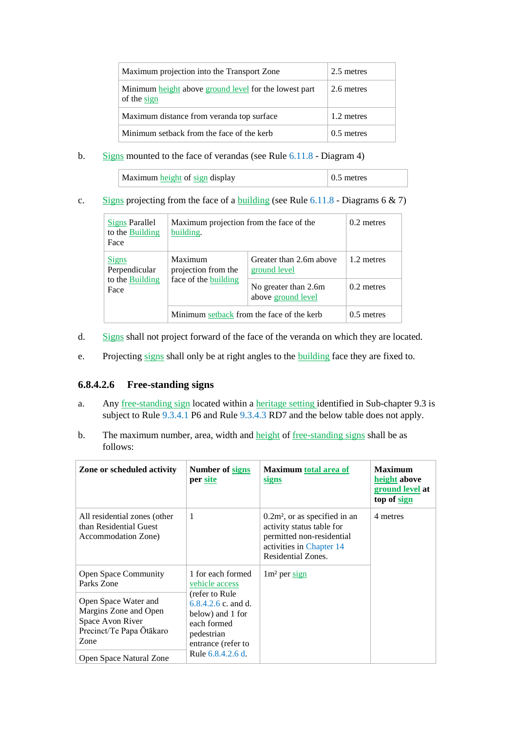| Maximum projection into the Transport Zone | 2.5 metres |
|---|---|
| Minimum height above ground level for the lowest part of the sign | 2.6 metres |
| Maximum distance from veranda top surface | 1.2 metres |
| Minimum setback from the face of the kerb | 0.5 metres |

b. Signs mounted to the face of verandas (see Rule 6.11.8 - Diagram 4)

| Maximum height of sign display | 0.5 metres |
|---|---|

c. Signs projecting from the face of a building (see Rule 6.11.8 - Diagrams 6 & 7)

| Signs Parallel to the Building Face | Maximum projection from the face of the building. | | 0.2 metres |
|---|---|---|---|
| Signs Perpendicular to the Building Face | Maximum projection from the face of the building | Greater than 2.6m above ground level | 1.2 metres |
| | | No greater than 2.6m above ground level | 0.2 metres |
| | Minimum setback from the face of the kerb | | 0.5 metres |

d. Signs shall not project forward of the face of the veranda on which they are located.

e. Projecting signs shall only be at right angles to the building face they are fixed to.

### 6.8.4.2.6 Free-standing signs

a. Any free-standing sign located within a heritage setting identified in Sub-chapter 9.3 is subject to Rule 9.3.4.1 P6 and Rule 9.3.4.3 RD7 and the below table does not apply.

b. The maximum number, area, width and height of free-standing signs shall be as follows:

| **Zone or scheduled activity** | **Number of signs per site** | **Maximum total area of signs** | **Maximum height above ground level at top of sign** |
|---|---|---|---|
| All residential zones (other than Residential Guest Accommodation Zone) | 1 | 0.2m², or as specified in an activity status table for permitted non-residential activities in Chapter 14 Residential Zones. | 4 metres |
| Open Space Community Parks Zone | 1 for each formed vehicle access (refer to Rule 6.8.4.2.6 c. and d. below) and 1 for each formed pedestrian entrance (refer to Rule 6.8.4.2.6 d. | 1m² per sign | |
| Open Space Water and Margins Zone and Open Space Avon River Precinct/Te Papa Ōtākaro Zone | | | |
| Open Space Natural Zone | | | |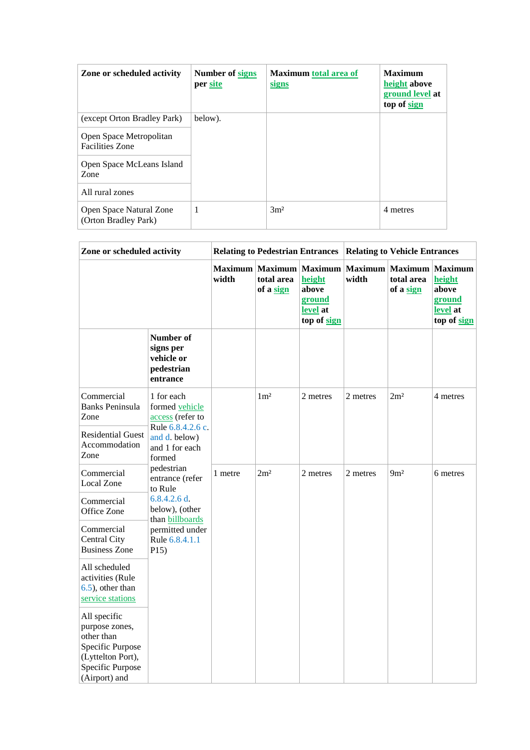| Zone or scheduled activity | Number of signs per site | Maximum total area of signs | Maximum height above ground level at top of sign |
|---|---|---|---|
| (except Orton Bradley Park) | below). | | |
| Open Space Metropolitan Facilities Zone | | | |
| Open Space McLeans Island Zone | | | |
| All rural zones | | | |
| Open Space Natural Zone (Orton Bradley Park) | 1 | 3m² | 4 metres |

| Zone or scheduled activity | | Relating to Pedestrian Entrances | | | Relating to Vehicle Entrances | | |
|---|---|---|---|---|---|---|---|
| | | Maximum width | Maximum total area of a sign | Maximum height above ground level at top of sign | Maximum width | Maximum total area of a sign | Maximum height above ground level at top of sign |
| | Number of signs per vehicle or pedestrian entrance | | | | | | |
| Commercial Banks Peninsula Zone | 1 for each formed vehicle access (refer to Rule 6.8.4.2.6 c. and d. below) and 1 for each formed pedestrian entrance (refer to Rule 6.8.4.2.6 d. below), (other than billboards permitted under Rule 6.8.4.1.1 P15) | | 1m² | 2 metres | 2 metres | 2m² | 4 metres |
| Residential Guest Accommodation Zone | | | | | | | |
| Commercial Local Zone | | 1 metre | 2m² | 2 metres | 2 metres | 9m² | 6 metres |
| Commercial Office Zone | | | | | | | |
| Commercial Central City Business Zone | | | | | | | |
| All scheduled activities (Rule 6.5), other than service stations | | | | | | | |
| All specific purpose zones, other than Specific Purpose (Lyttelton Port), Specific Purpose (Airport) and | | | | | | | |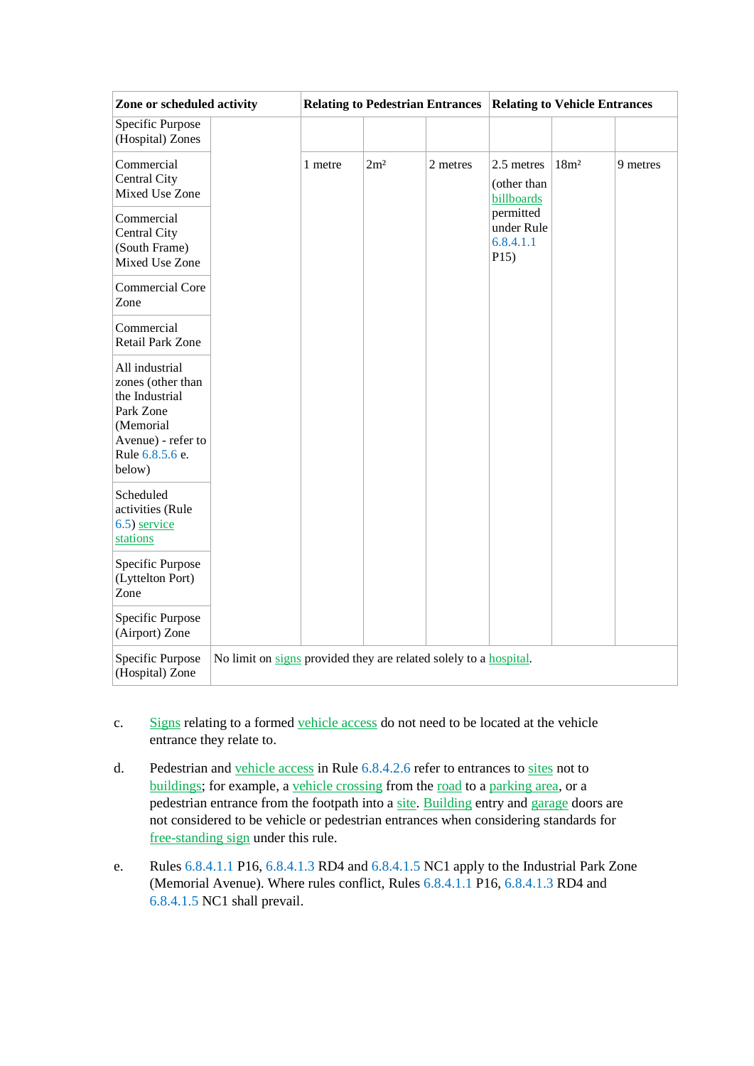| Zone or scheduled activity | | Relating to Pedestrian Entrances | | | Relating to Vehicle Entrances | | |
|---|---|---|---|---|---|---|---|
| Specific Purpose (Hospital) Zones | | | | | | | |
| Commercial Central City Mixed Use Zone | | 1 metre | 2m² | 2 metres | 2.5 metres (other than billboards permitted under Rule 6.8.4.1.1 P15) | 18m² | 9 metres |
| Commercial Central City (South Frame) Mixed Use Zone | | | | | | | |
| Commercial Core Zone | | | | | | | |
| Commercial Retail Park Zone | | | | | | | |
| All industrial zones (other than the Industrial Park Zone (Memorial Avenue) - refer to Rule 6.8.5.6 e. below) | | | | | | | |
| Scheduled activities (Rule 6.5) service stations | | | | | | | |
| Specific Purpose (Lyttelton Port) Zone | | | | | | | |
| Specific Purpose (Airport) Zone | | | | | | | |
| Specific Purpose (Hospital) Zone | No limit on signs provided they are related solely to a hospital. | | | | | | |

c. Signs relating to a formed vehicle access do not need to be located at the vehicle entrance they relate to.

d. Pedestrian and vehicle access in Rule 6.8.4.2.6 refer to entrances to sites not to buildings; for example, a vehicle crossing from the road to a parking area, or a pedestrian entrance from the footpath into a site. Building entry and garage doors are not considered to be vehicle or pedestrian entrances when considering standards for free-standing sign under this rule.

e. Rules 6.8.4.1.1 P16, 6.8.4.1.3 RD4 and 6.8.4.1.5 NC1 apply to the Industrial Park Zone (Memorial Avenue). Where rules conflict, Rules 6.8.4.1.1 P16, 6.8.4.1.3 RD4 and 6.8.4.1.5 NC1 shall prevail.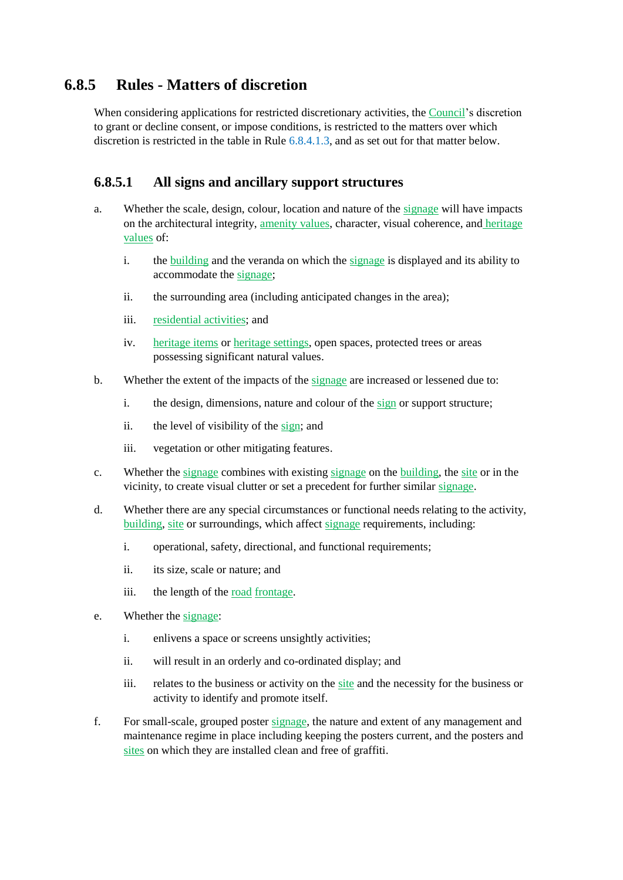## 6.8.5 Rules - Matters of discretion

When considering applications for restricted discretionary activities, the Council's discretion to grant or decline consent, or impose conditions, is restricted to the matters over which discretion is restricted in the table in Rule 6.8.4.1.3, and as set out for that matter below.

### 6.8.5.1 All signs and ancillary support structures

a. Whether the scale, design, colour, location and nature of the signage will have impacts on the architectural integrity, amenity values, character, visual coherence, and heritage values of:

   i. the building and the veranda on which the signage is displayed and its ability to accommodate the signage;

   ii. the surrounding area (including anticipated changes in the area);

   iii. residential activities; and

   iv. heritage items or heritage settings, open spaces, protected trees or areas possessing significant natural values.

b. Whether the extent of the impacts of the signage are increased or lessened due to:

   i. the design, dimensions, nature and colour of the sign or support structure;

   ii. the level of visibility of the sign; and

   iii. vegetation or other mitigating features.

c. Whether the signage combines with existing signage on the building, the site or in the vicinity, to create visual clutter or set a precedent for further similar signage.

d. Whether there are any special circumstances or functional needs relating to the activity, building, site or surroundings, which affect signage requirements, including:

   i. operational, safety, directional, and functional requirements;

   ii. its size, scale or nature; and

   iii. the length of the road frontage.

e. Whether the signage:

   i. enlivens a space or screens unsightly activities;

   ii. will result in an orderly and co-ordinated display; and

   iii. relates to the business or activity on the site and the necessity for the business or activity to identify and promote itself.

f. For small-scale, grouped poster signage, the nature and extent of any management and maintenance regime in place including keeping the posters current, and the posters and sites on which they are installed clean and free of graffiti.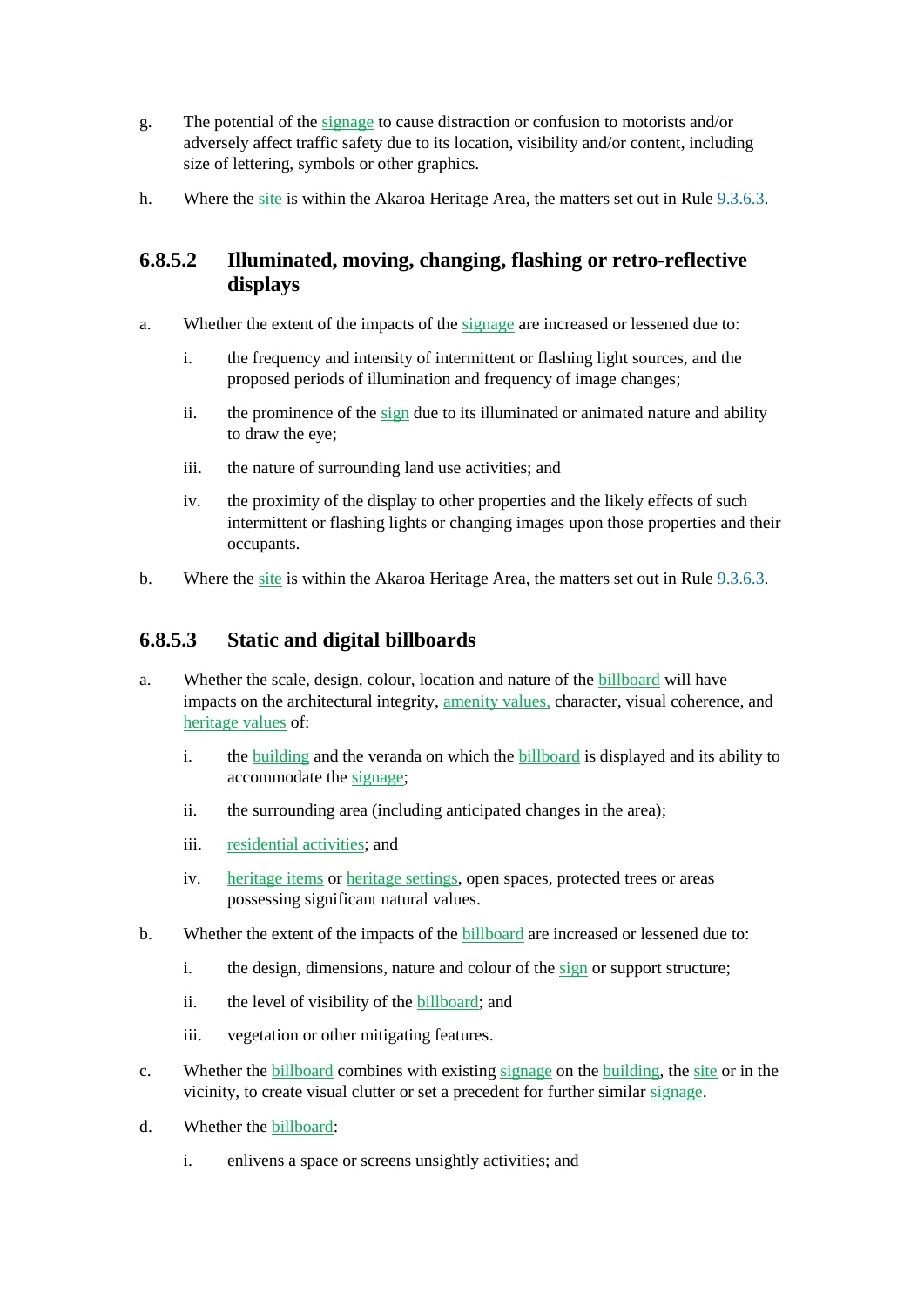g. The potential of the signage to cause distraction or confusion to motorists and/or adversely affect traffic safety due to its location, visibility and/or content, including size of lettering, symbols or other graphics.

h. Where the site is within the Akaroa Heritage Area, the matters set out in Rule 9.3.6.3.

### 6.8.5.2 Illuminated, moving, changing, flashing or retro-reflective displays

a. Whether the extent of the impacts of the signage are increased or lessened due to:

   i. the frequency and intensity of intermittent or flashing light sources, and the proposed periods of illumination and frequency of image changes;

   ii. the prominence of the sign due to its illuminated or animated nature and ability to draw the eye;

   iii. the nature of surrounding land use activities; and

   iv. the proximity of the display to other properties and the likely effects of such intermittent or flashing lights or changing images upon those properties and their occupants.

b. Where the site is within the Akaroa Heritage Area, the matters set out in Rule 9.3.6.3.

### 6.8.5.3 Static and digital billboards

a. Whether the scale, design, colour, location and nature of the billboard will have impacts on the architectural integrity, amenity values, character, visual coherence, and heritage values of:

   i. the building and the veranda on which the billboard is displayed and its ability to accommodate the signage;

   ii. the surrounding area (including anticipated changes in the area);

   iii. residential activities; and

   iv. heritage items or heritage settings, open spaces, protected trees or areas possessing significant natural values.

b. Whether the extent of the impacts of the billboard are increased or lessened due to:

   i. the design, dimensions, nature and colour of the sign or support structure;

   ii. the level of visibility of the billboard; and

   iii. vegetation or other mitigating features.

c. Whether the billboard combines with existing signage on the building, the site or in the vicinity, to create visual clutter or set a precedent for further similar signage.

d. Whether the billboard:

   i. enlivens a space or screens unsightly activities; and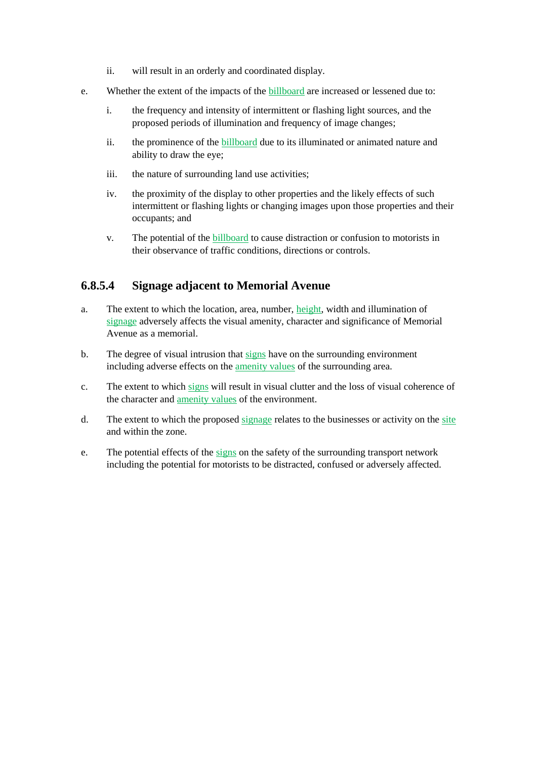ii. will result in an orderly and coordinated display.

e. Whether the extent of the impacts of the billboard are increased or lessened due to:

   i. the frequency and intensity of intermittent or flashing light sources, and the proposed periods of illumination and frequency of image changes;

   ii. the prominence of the billboard due to its illuminated or animated nature and ability to draw the eye;

   iii. the nature of surrounding land use activities;

   iv. the proximity of the display to other properties and the likely effects of such intermittent or flashing lights or changing images upon those properties and their occupants; and

   v. The potential of the billboard to cause distraction or confusion to motorists in their observance of traffic conditions, directions or controls.

### 6.8.5.4 Signage adjacent to Memorial Avenue

a. The extent to which the location, area, number, height, width and illumination of signage adversely affects the visual amenity, character and significance of Memorial Avenue as a memorial.

b. The degree of visual intrusion that signs have on the surrounding environment including adverse effects on the amenity values of the surrounding area.

c. The extent to which signs will result in visual clutter and the loss of visual coherence of the character and amenity values of the environment.

d. The extent to which the proposed signage relates to the businesses or activity on the site and within the zone.

e. The potential effects of the signs on the safety of the surrounding transport network including the potential for motorists to be distracted, confused or adversely affected.